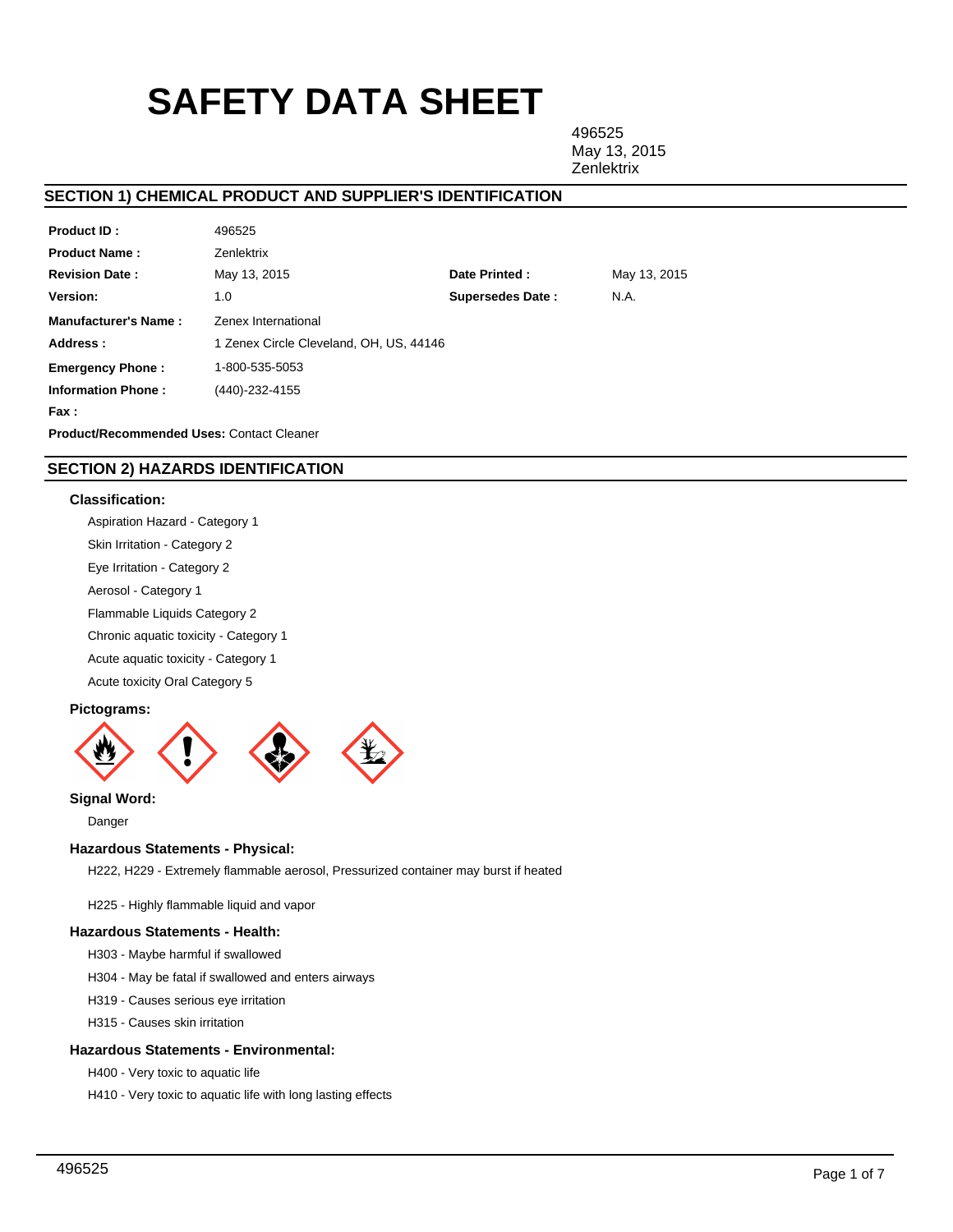# SAFETY DATA SHEET

496525
May 13, 2015
Zenlektrix

## SECTION 1) CHEMICAL PRODUCT AND SUPPLIER'S IDENTIFICATION

| | | | |
|---|---|---|---|
| **Product ID :** | 496525 | | |
| **Product Name :** | Zenlektrix | | |
| **Revision Date :** | May 13, 2015 | **Date Printed :** | May 13, 2015 |
| **Version:** | 1.0 | **Supersedes Date :** | N.A. |
| **Manufacturer's Name :** | Zenex International | | |
| **Address :** | 1 Zenex Circle Cleveland, OH, US, 44146 | | |
| **Emergency Phone :** | 1-800-535-5053 | | |
| **Information Phone :** | (440)-232-4155 | | |
| **Fax :** | | | |

**Product/Recommended Uses:** Contact Cleaner

## SECTION 2) HAZARDS IDENTIFICATION

### Classification:

Aspiration Hazard - Category 1

Skin Irritation - Category 2

Eye Irritation - Category 2

Aerosol - Category 1

Flammable Liquids Category 2

Chronic aquatic toxicity - Category 1

Acute aquatic toxicity - Category 1

Acute toxicity Oral Category 5

### Pictograms:

### Signal Word:

Danger

### Hazardous Statements - Physical:

H222, H229 - Extremely flammable aerosol, Pressurized container may burst if heated

H225 - Highly flammable liquid and vapor

### Hazardous Statements - Health:

H303 - Maybe harmful if swallowed

H304 - May be fatal if swallowed and enters airways

H319 - Causes serious eye irritation

H315 - Causes skin irritation

### Hazardous Statements - Environmental:

H400 - Very toxic to aquatic life

H410 - Very toxic to aquatic life with long lasting effects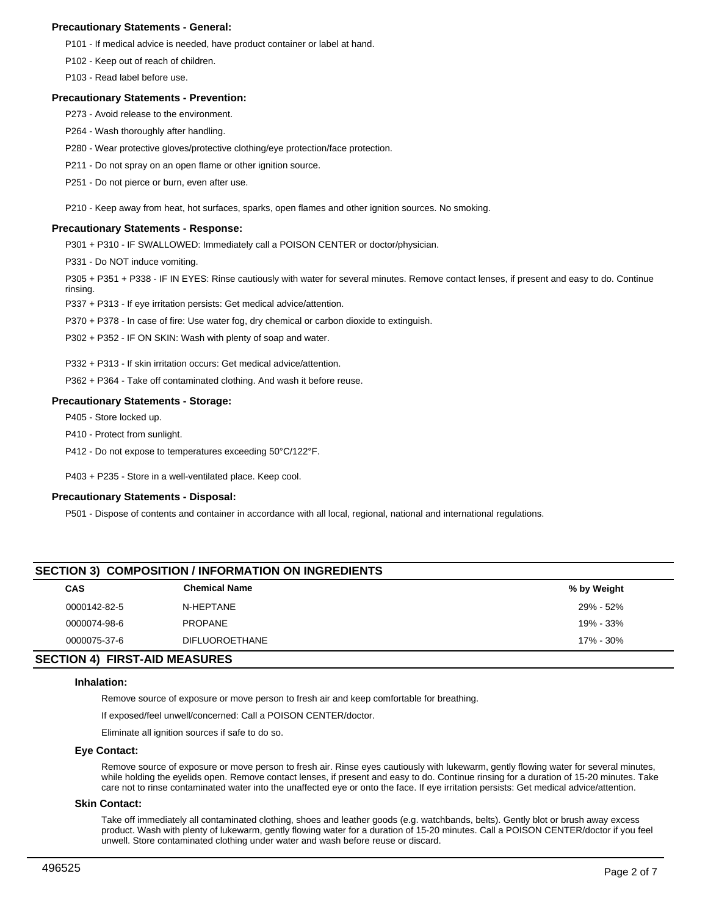### Precautionary Statements - General:

P101 - If medical advice is needed, have product container or label at hand.

P102 - Keep out of reach of children.

P103 - Read label before use.

### Precautionary Statements - Prevention:

P273 - Avoid release to the environment.

P264 - Wash thoroughly after handling.

P280 - Wear protective gloves/protective clothing/eye protection/face protection.

P211 - Do not spray on an open flame or other ignition source.

P251 - Do not pierce or burn, even after use.

P210 - Keep away from heat, hot surfaces, sparks, open flames and other ignition sources. No smoking.

### Precautionary Statements - Response:

P301 + P310 - IF SWALLOWED: Immediately call a POISON CENTER or doctor/physician.

P331 - Do NOT induce vomiting.

P305 + P351 + P338 - IF IN EYES: Rinse cautiously with water for several minutes. Remove contact lenses, if present and easy to do. Continue rinsing.

P337 + P313 - If eye irritation persists: Get medical advice/attention.

P370 + P378 - In case of fire: Use water fog, dry chemical or carbon dioxide to extinguish.

P302 + P352 - IF ON SKIN: Wash with plenty of soap and water.

P332 + P313 - If skin irritation occurs: Get medical advice/attention.

P362 + P364 - Take off contaminated clothing. And wash it before reuse.

### Precautionary Statements - Storage:

P405 - Store locked up.

P410 - Protect from sunlight.

P412 - Do not expose to temperatures exceeding 50°C/122°F.

P403 + P235 - Store in a well-ventilated place. Keep cool.

### Precautionary Statements - Disposal:

P501 - Dispose of contents and container in accordance with all local, regional, national and international regulations.

## SECTION 3) COMPOSITION / INFORMATION ON INGREDIENTS

| CAS | Chemical Name | % by Weight |
|---|---|---|
| 0000142-82-5 | N-HEPTANE | 29% - 52% |
| 0000074-98-6 | PROPANE | 19% - 33% |
| 0000075-37-6 | DIFLUOROETHANE | 17% - 30% |

## SECTION 4) FIRST-AID MEASURES

### Inhalation:

Remove source of exposure or move person to fresh air and keep comfortable for breathing.

If exposed/feel unwell/concerned: Call a POISON CENTER/doctor.

Eliminate all ignition sources if safe to do so.

### Eye Contact:

Remove source of exposure or move person to fresh air. Rinse eyes cautiously with lukewarm, gently flowing water for several minutes, while holding the eyelids open. Remove contact lenses, if present and easy to do. Continue rinsing for a duration of 15-20 minutes. Take care not to rinse contaminated water into the unaffected eye or onto the face. If eye irritation persists: Get medical advice/attention.

### Skin Contact:

Take off immediately all contaminated clothing, shoes and leather goods (e.g. watchbands, belts). Gently blot or brush away excess product. Wash with plenty of lukewarm, gently flowing water for a duration of 15-20 minutes. Call a POISON CENTER/doctor if you feel unwell. Store contaminated clothing under water and wash before reuse or discard.

496525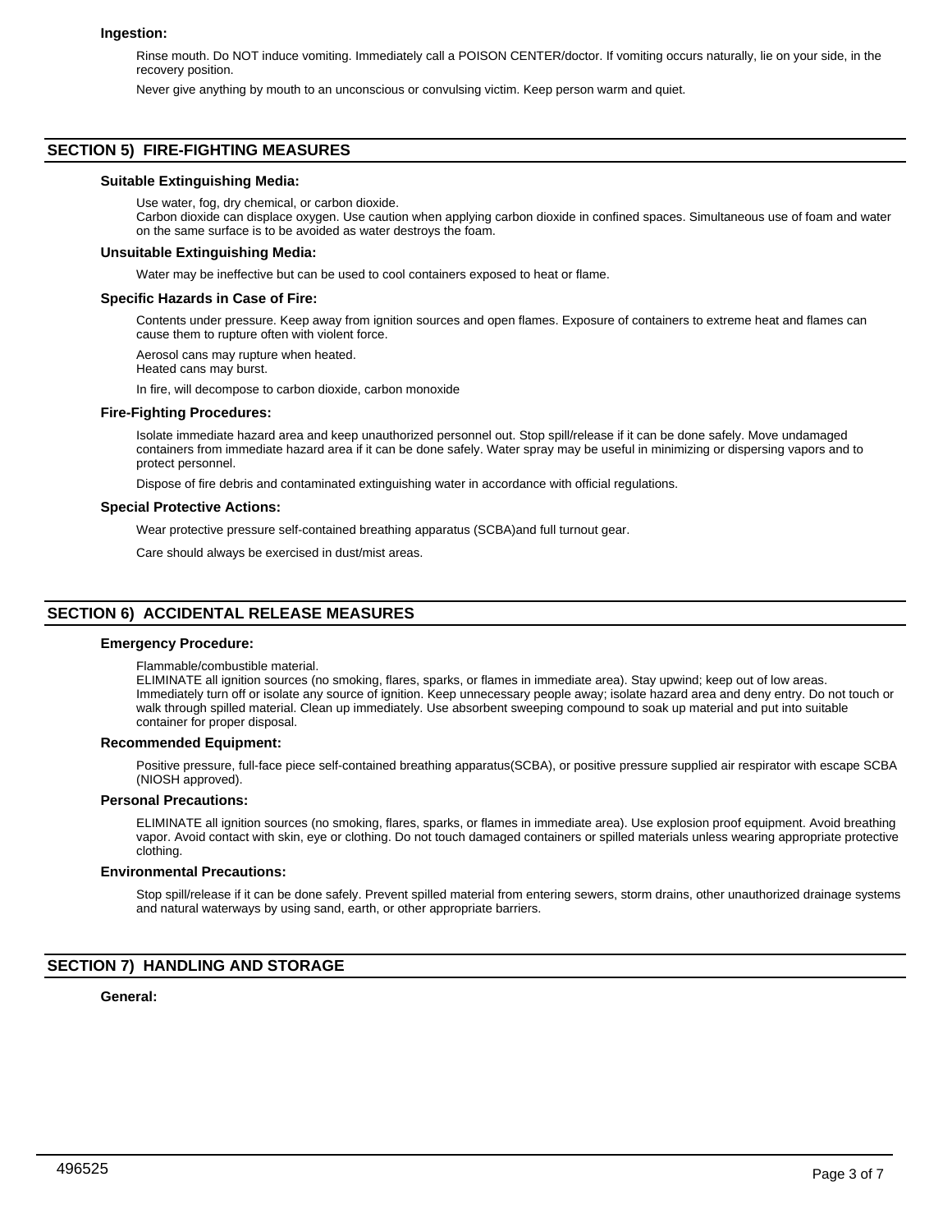### Ingestion:

Rinse mouth. Do NOT induce vomiting. Immediately call a POISON CENTER/doctor. If vomiting occurs naturally, lie on your side, in the recovery position.

Never give anything by mouth to an unconscious or convulsing victim. Keep person warm and quiet.

## SECTION 5) FIRE-FIGHTING MEASURES

### Suitable Extinguishing Media:

Use water, fog, dry chemical, or carbon dioxide.
Carbon dioxide can displace oxygen. Use caution when applying carbon dioxide in confined spaces. Simultaneous use of foam and water on the same surface is to be avoided as water destroys the foam.

### Unsuitable Extinguishing Media:

Water may be ineffective but can be used to cool containers exposed to heat or flame.

### Specific Hazards in Case of Fire:

Contents under pressure. Keep away from ignition sources and open flames. Exposure of containers to extreme heat and flames can cause them to rupture often with violent force.

Aerosol cans may rupture when heated.
Heated cans may burst.

In fire, will decompose to carbon dioxide, carbon monoxide

### Fire-Fighting Procedures:

Isolate immediate hazard area and keep unauthorized personnel out. Stop spill/release if it can be done safely. Move undamaged containers from immediate hazard area if it can be done safely. Water spray may be useful in minimizing or dispersing vapors and to protect personnel.

Dispose of fire debris and contaminated extinguishing water in accordance with official regulations.

### Special Protective Actions:

Wear protective pressure self-contained breathing apparatus (SCBA)and full turnout gear.

Care should always be exercised in dust/mist areas.

## SECTION 6) ACCIDENTAL RELEASE MEASURES

### Emergency Procedure:

Flammable/combustible material.
ELIMINATE all ignition sources (no smoking, flares, sparks, or flames in immediate area). Stay upwind; keep out of low areas. Immediately turn off or isolate any source of ignition. Keep unnecessary people away; isolate hazard area and deny entry. Do not touch or walk through spilled material. Clean up immediately. Use absorbent sweeping compound to soak up material and put into suitable container for proper disposal.

### Recommended Equipment:

Positive pressure, full-face piece self-contained breathing apparatus(SCBA), or positive pressure supplied air respirator with escape SCBA (NIOSH approved).

### Personal Precautions:

ELIMINATE all ignition sources (no smoking, flares, sparks, or flames in immediate area). Use explosion proof equipment. Avoid breathing vapor. Avoid contact with skin, eye or clothing. Do not touch damaged containers or spilled materials unless wearing appropriate protective clothing.

### Environmental Precautions:

Stop spill/release if it can be done safely. Prevent spilled material from entering sewers, storm drains, other unauthorized drainage systems and natural waterways by using sand, earth, or other appropriate barriers.

## SECTION 7) HANDLING AND STORAGE

### General: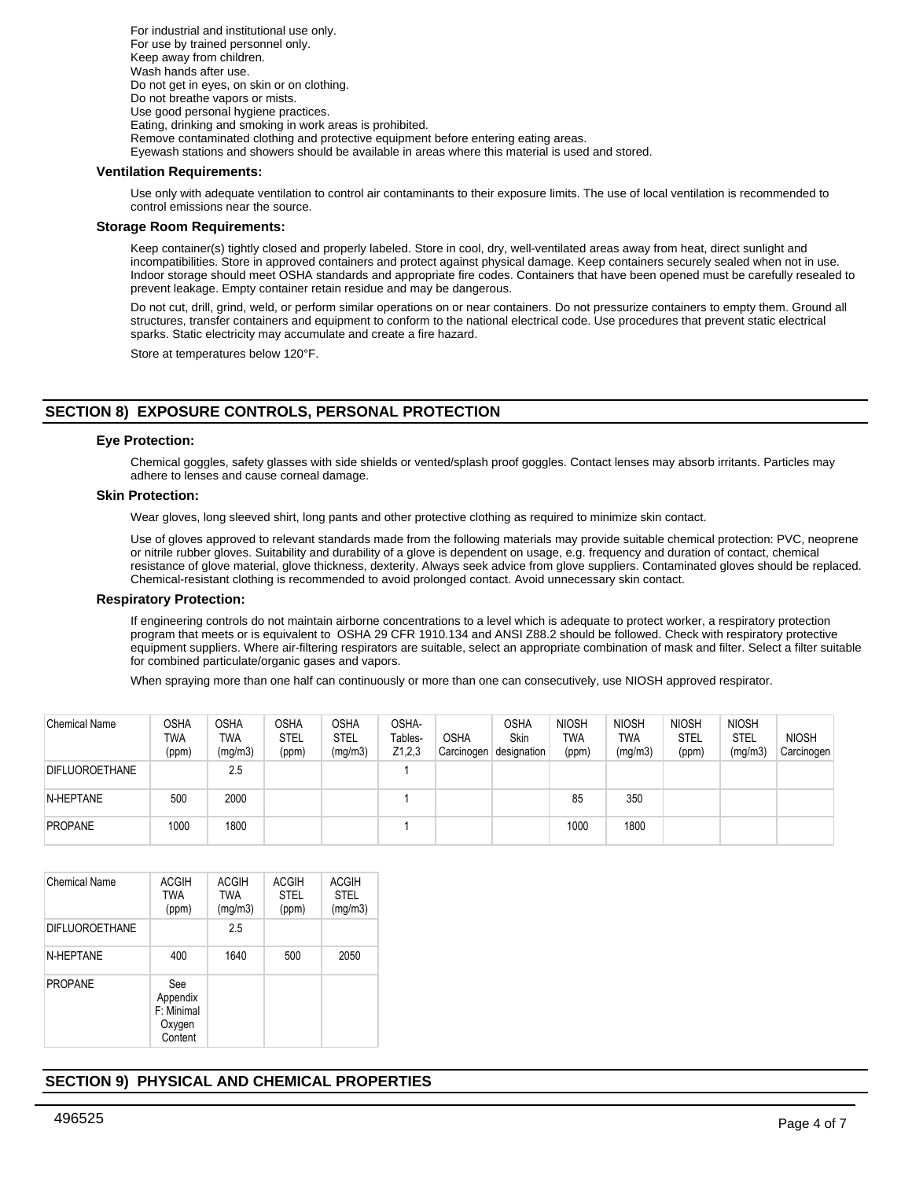For industrial and institutional use only.
For use by trained personnel only.
Keep away from children.
Wash hands after use.
Do not get in eyes, on skin or on clothing.
Do not breathe vapors or mists.
Use good personal hygiene practices.
Eating, drinking and smoking in work areas is prohibited.
Remove contaminated clothing and protective equipment before entering eating areas.
Eyewash stations and showers should be available in areas where this material is used and stored.

**Ventilation Requirements:**

Use only with adequate ventilation to control air contaminants to their exposure limits. The use of local ventilation is recommended to control emissions near the source.

**Storage Room Requirements:**

Keep container(s) tightly closed and properly labeled. Store in cool, dry, well-ventilated areas away from heat, direct sunlight and incompatibilities. Store in approved containers and protect against physical damage. Keep containers securely sealed when not in use. Indoor storage should meet OSHA standards and appropriate fire codes. Containers that have been opened must be carefully resealed to prevent leakage. Empty container retain residue and may be dangerous.

Do not cut, drill, grind, weld, or perform similar operations on or near containers. Do not pressurize containers to empty them. Ground all structures, transfer containers and equipment to conform to the national electrical code. Use procedures that prevent static electrical sparks. Static electricity may accumulate and create a fire hazard.

Store at temperatures below 120°F.

## SECTION 8) EXPOSURE CONTROLS, PERSONAL PROTECTION

**Eye Protection:**

Chemical goggles, safety glasses with side shields or vented/splash proof goggles. Contact lenses may absorb irritants. Particles may adhere to lenses and cause corneal damage.

**Skin Protection:**

Wear gloves, long sleeved shirt, long pants and other protective clothing as required to minimize skin contact.

Use of gloves approved to relevant standards made from the following materials may provide suitable chemical protection: PVC, neoprene or nitrile rubber gloves. Suitability and durability of a glove is dependent on usage, e.g. frequency and duration of contact, chemical resistance of glove material, glove thickness, dexterity. Always seek advice from glove suppliers. Contaminated gloves should be replaced. Chemical-resistant clothing is recommended to avoid prolonged contact. Avoid unnecessary skin contact.

**Respiratory Protection:**

If engineering controls do not maintain airborne concentrations to a level which is adequate to protect worker, a respiratory protection program that meets or is equivalent to OSHA 29 CFR 1910.134 and ANSI Z88.2 should be followed. Check with respiratory protective equipment suppliers. Where air-filtering respirators are suitable, select an appropriate combination of mask and filter. Select a filter suitable for combined particulate/organic gases and vapors.

When spraying more than one half can continuously or more than one can consecutively, use NIOSH approved respirator.

| Chemical Name | OSHA TWA (ppm) | OSHA TWA (mg/m3) | OSHA STEL (ppm) | OSHA STEL (mg/m3) | OSHA- Tables- Z1,2,3 | OSHA Carcinogen | OSHA Skin designation | NIOSH TWA (ppm) | NIOSH TWA (mg/m3) | NIOSH STEL (ppm) | NIOSH STEL (mg/m3) | NIOSH Carcinogen |
|---|---|---|---|---|---|---|---|---|---|---|---|---|
| DIFLUOROETHANE | | 2.5 | | | 1 | | | | | | | |
| N-HEPTANE | 500 | 2000 | | | 1 | | | 85 | 350 | | | |
| PROPANE | 1000 | 1800 | | | 1 | | | 1000 | 1800 | | | |

| Chemical Name | ACGIH TWA (ppm) | ACGIH TWA (mg/m3) | ACGIH STEL (ppm) | ACGIH STEL (mg/m3) |
|---|---|---|---|---|
| DIFLUOROETHANE | | 2.5 | | |
| N-HEPTANE | 400 | 1640 | 500 | 2050 |
| PROPANE | See Appendix F: Minimal Oxygen Content | | | |

## SECTION 9) PHYSICAL AND CHEMICAL PROPERTIES

496525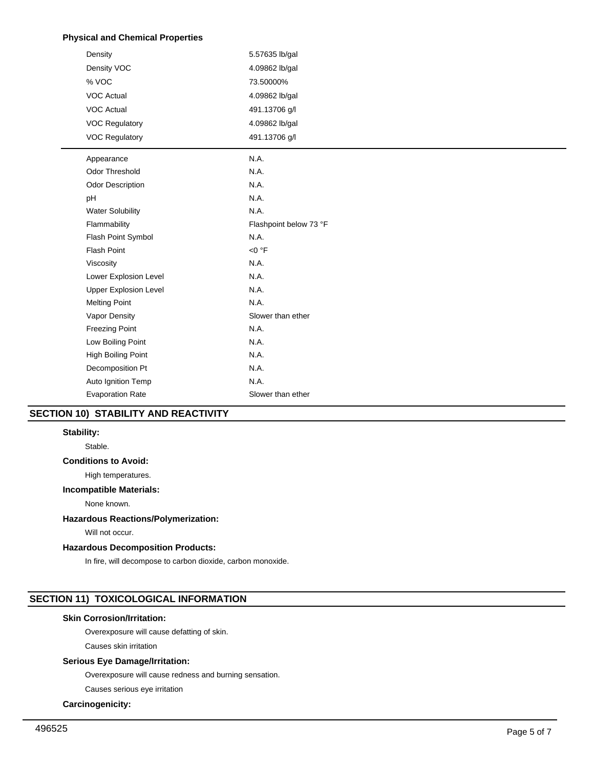### Physical and Chemical Properties

| Property | Value |
| --- | --- |
| Density | 5.57635 lb/gal |
| Density VOC | 4.09862 lb/gal |
| % VOC | 73.50000% |
| VOC Actual | 4.09862 lb/gal |
| VOC Actual | 491.13706 g/l |
| VOC Regulatory | 4.09862 lb/gal |
| VOC Regulatory | 491.13706 g/l |

| Property | Value |
| --- | --- |
| Appearance | N.A. |
| Odor Threshold | N.A. |
| Odor Description | N.A. |
| pH | N.A. |
| Water Solubility | N.A. |
| Flammability | Flashpoint below 73 °F |
| Flash Point Symbol | N.A. |
| Flash Point | <0 °F |
| Viscosity | N.A. |
| Lower Explosion Level | N.A. |
| Upper Explosion Level | N.A. |
| Melting Point | N.A. |
| Vapor Density | Slower than ether |
| Freezing Point | N.A. |
| Low Boiling Point | N.A. |
| High Boiling Point | N.A. |
| Decomposition Pt | N.A. |
| Auto Ignition Temp | N.A. |
| Evaporation Rate | Slower than ether |

## SECTION 10) STABILITY AND REACTIVITY

**Stability:**

Stable.

**Conditions to Avoid:**

High temperatures.

**Incompatible Materials:**

None known.

**Hazardous Reactions/Polymerization:**

Will not occur.

**Hazardous Decomposition Products:**

In fire, will decompose to carbon dioxide, carbon monoxide.

## SECTION 11) TOXICOLOGICAL INFORMATION

**Skin Corrosion/Irritation:**

Overexposure will cause defatting of skin.

Causes skin irritation

**Serious Eye Damage/Irritation:**

Overexposure will cause redness and burning sensation.

Causes serious eye irritation

**Carcinogenicity:**

496525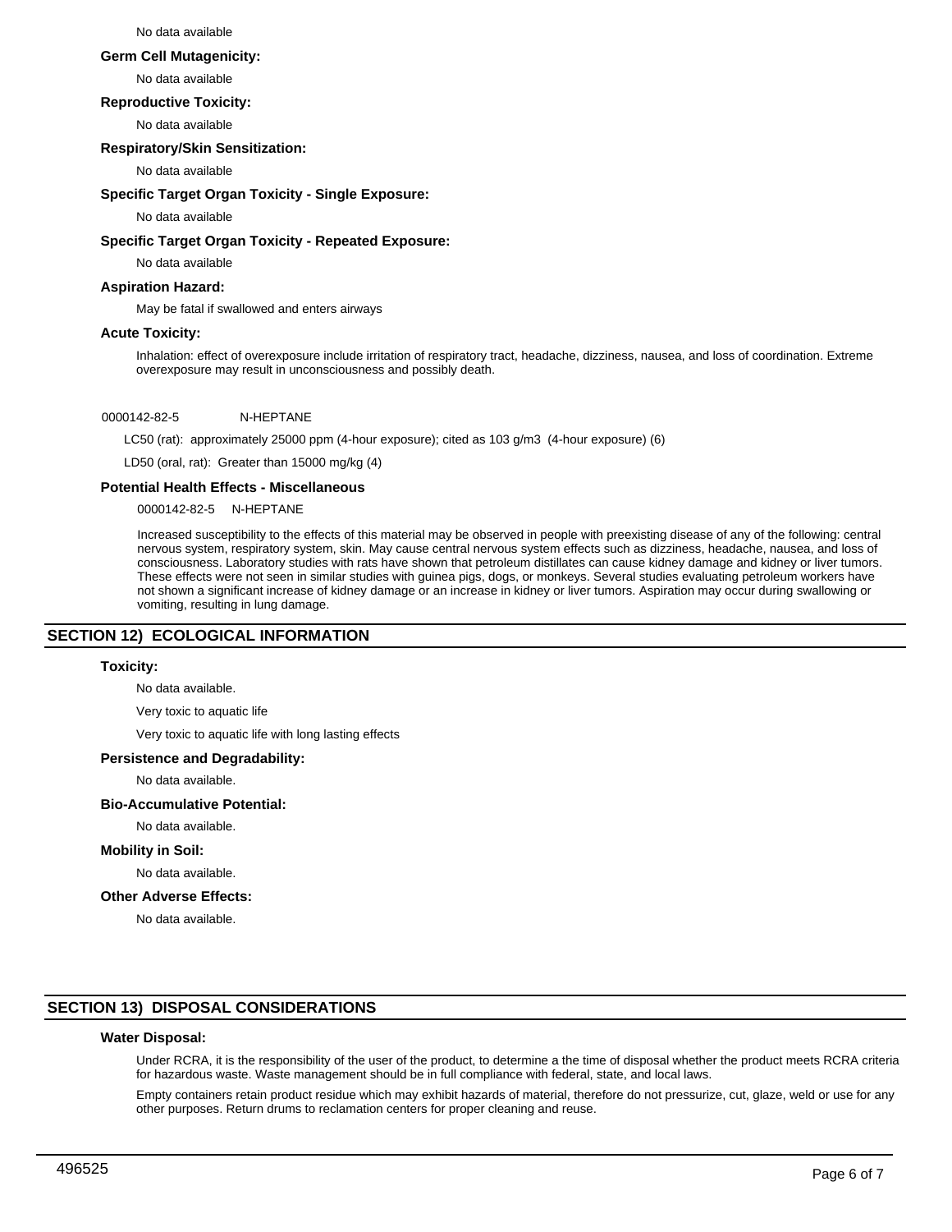No data available

**Germ Cell Mutagenicity:**

No data available

**Reproductive Toxicity:**

No data available

**Respiratory/Skin Sensitization:**

No data available

**Specific Target Organ Toxicity - Single Exposure:**

No data available

**Specific Target Organ Toxicity - Repeated Exposure:**

No data available

**Aspiration Hazard:**

May be fatal if swallowed and enters airways

**Acute Toxicity:**

Inhalation: effect of overexposure include irritation of respiratory tract, headache, dizziness, nausea, and loss of coordination. Extreme overexposure may result in unconsciousness and possibly death.

0000142-82-5 N-HEPTANE

LC50 (rat): approximately 25000 ppm (4-hour exposure); cited as 103 g/m3 (4-hour exposure) (6)

LD50 (oral, rat): Greater than 15000 mg/kg (4)

**Potential Health Effects - Miscellaneous**

0000142-82-5 N-HEPTANE

Increased susceptibility to the effects of this material may be observed in people with preexisting disease of any of the following: central nervous system, respiratory system, skin. May cause central nervous system effects such as dizziness, headache, nausea, and loss of consciousness. Laboratory studies with rats have shown that petroleum distillates can cause kidney damage and kidney or liver tumors. These effects were not seen in similar studies with guinea pigs, dogs, or monkeys. Several studies evaluating petroleum workers have not shown a significant increase of kidney damage or an increase in kidney or liver tumors. Aspiration may occur during swallowing or vomiting, resulting in lung damage.

## SECTION 12) ECOLOGICAL INFORMATION

**Toxicity:**

No data available.

Very toxic to aquatic life

Very toxic to aquatic life with long lasting effects

**Persistence and Degradability:**

No data available.

**Bio-Accumulative Potential:**

No data available.

**Mobility in Soil:**

No data available.

**Other Adverse Effects:**

No data available.

## SECTION 13) DISPOSAL CONSIDERATIONS

**Water Disposal:**

Under RCRA, it is the responsibility of the user of the product, to determine a the time of disposal whether the product meets RCRA criteria for hazardous waste. Waste management should be in full compliance with federal, state, and local laws.

Empty containers retain product residue which may exhibit hazards of material, therefore do not pressurize, cut, glaze, weld or use for any other purposes. Return drums to reclamation centers for proper cleaning and reuse.

496525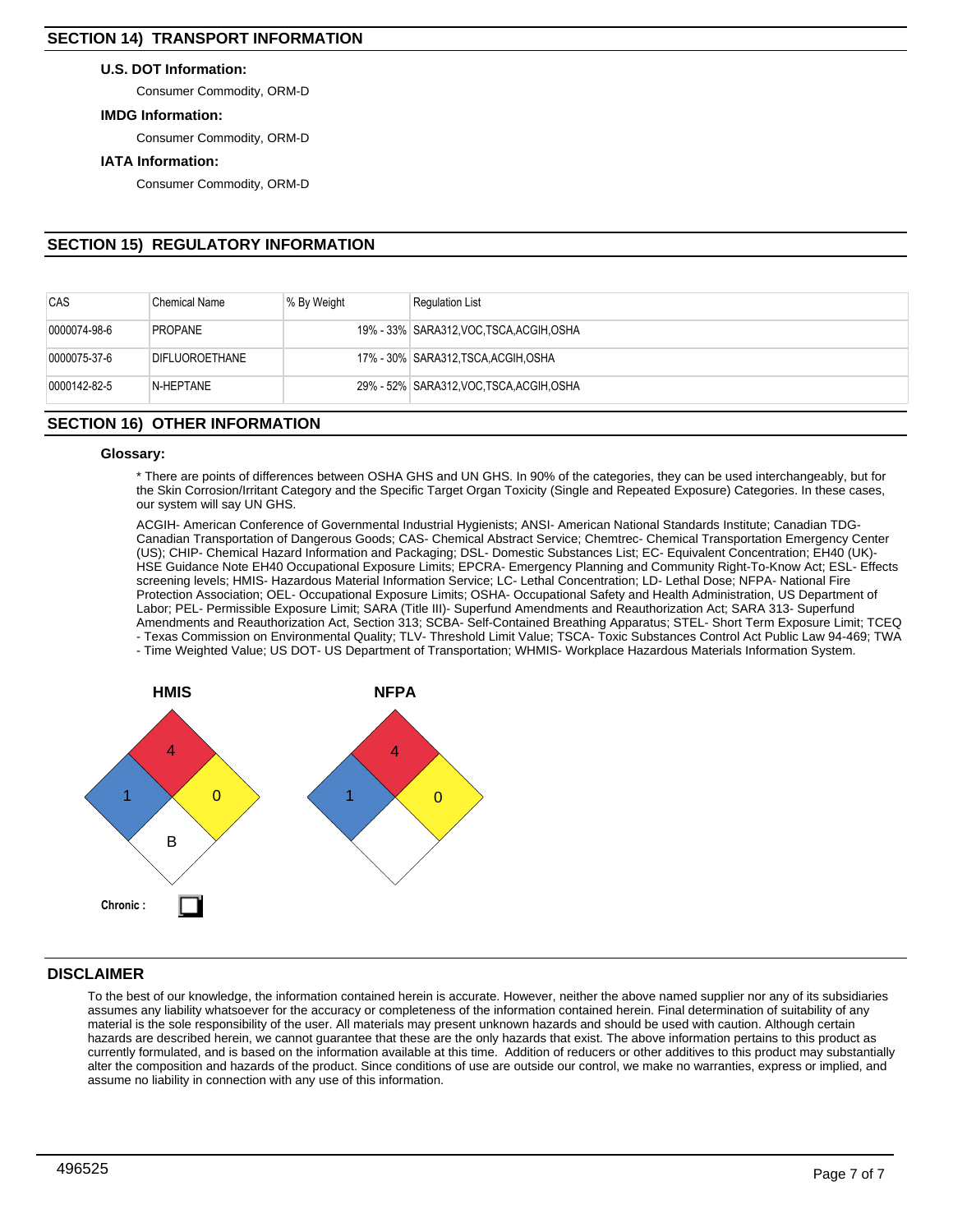## SECTION 14) TRANSPORT INFORMATION

### U.S. DOT Information:

Consumer Commodity, ORM-D

### IMDG Information:

Consumer Commodity, ORM-D

### IATA Information:

Consumer Commodity, ORM-D

## SECTION 15) REGULATORY INFORMATION

| CAS | Chemical Name | % By Weight | Regulation List |
|---|---|---|---|
| 0000074-98-6 | PROPANE | 19% - 33% | SARA312,VOC,TSCA,ACGIH,OSHA |
| 0000075-37-6 | DIFLUOROETHANE | 17% - 30% | SARA312,TSCA,ACGIH,OSHA |
| 0000142-82-5 | N-HEPTANE | 29% - 52% | SARA312,VOC,TSCA,ACGIH,OSHA |

## SECTION 16) OTHER INFORMATION

### Glossary:

* There are points of differences between OSHA GHS and UN GHS. In 90% of the categories, they can be used interchangeably, but for the Skin Corrosion/Irritant Category and the Specific Target Organ Toxicity (Single and Repeated Exposure) Categories. In these cases, our system will say UN GHS.

ACGIH- American Conference of Governmental Industrial Hygienists; ANSI- American National Standards Institute; Canadian TDG- Canadian Transportation of Dangerous Goods; CAS- Chemical Abstract Service; Chemtrec- Chemical Transportation Emergency Center (US); CHIP- Chemical Hazard Information and Packaging; DSL- Domestic Substances List; EC- Equivalent Concentration; EH40 (UK)- HSE Guidance Note EH40 Occupational Exposure Limits; EPCRA- Emergency Planning and Community Right-To-Know Act; ESL- Effects screening levels; HMIS- Hazardous Material Information Service; LC- Lethal Concentration; LD- Lethal Dose; NFPA- National Fire Protection Association; OEL- Occupational Exposure Limits; OSHA- Occupational Safety and Health Administration, US Department of Labor; PEL- Permissible Exposure Limit; SARA (Title III)- Superfund Amendments and Reauthorization Act; SARA 313- Superfund Amendments and Reauthorization Act, Section 313; SCBA- Self-Contained Breathing Apparatus; STEL- Short Term Exposure Limit; TCEQ - Texas Commission on Environmental Quality; TLV- Threshold Limit Value; TSCA- Toxic Substances Control Act Public Law 94-469; TWA - Time Weighted Value; US DOT- US Department of Transportation; WHMIS- Workplace Hazardous Materials Information System.

HMIS

4

1

0

B

Chronic :

NFPA

4

1

0

## DISCLAIMER

To the best of our knowledge, the information contained herein is accurate. However, neither the above named supplier nor any of its subsidiaries assumes any liability whatsoever for the accuracy or completeness of the information contained herein. Final determination of suitability of any material is the sole responsibility of the user. All materials may present unknown hazards and should be used with caution. Although certain hazards are described herein, we cannot guarantee that these are the only hazards that exist. The above information pertains to this product as currently formulated, and is based on the information available at this time. Addition of reducers or other additives to this product may substantially alter the composition and hazards of the product. Since conditions of use are outside our control, we make no warranties, express or implied, and assume no liability in connection with any use of this information.

496525